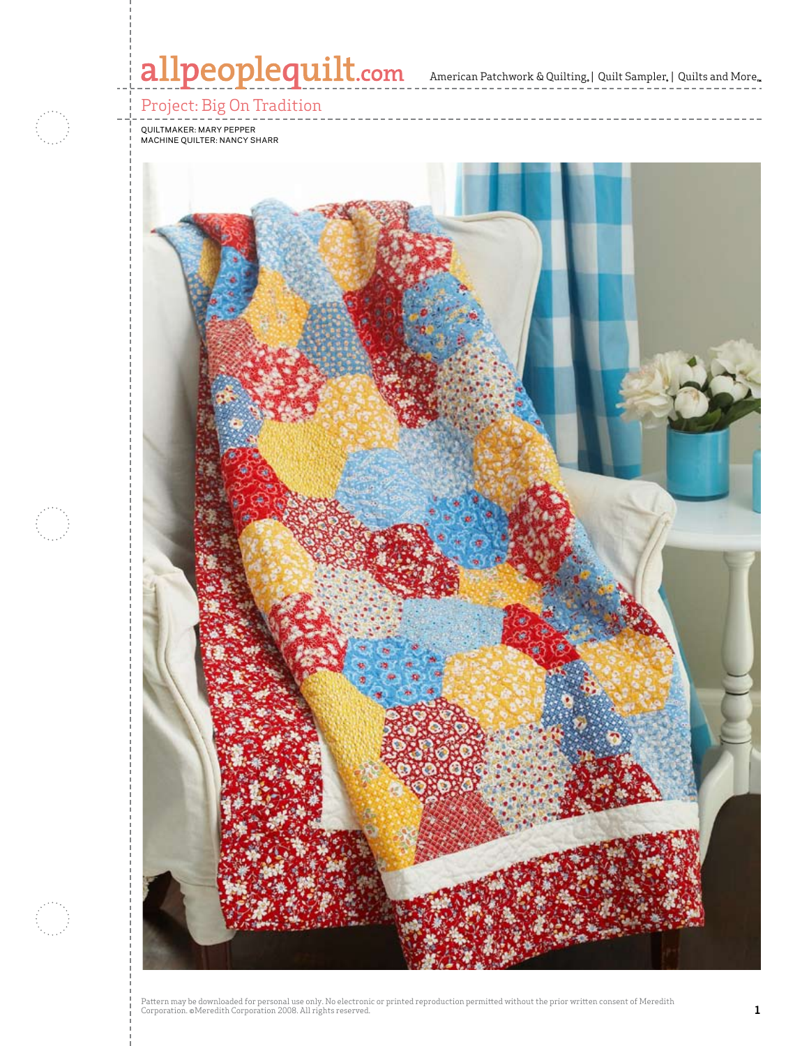# allpeoplequilt.com

American Patchwork & Quilting. | Quilt Sampler. | Quilts and More.

## Project: Big On Tradition

QUILTMAKER: MARY PEPPER
MACHINE QUILTER: NANCY SHARR

Pattern may be downloaded for personal use only. No electronic or printed reproduction permitted without the prior written consent of Meredith Corporation. ©Meredith Corporation 2008. All rights reserved.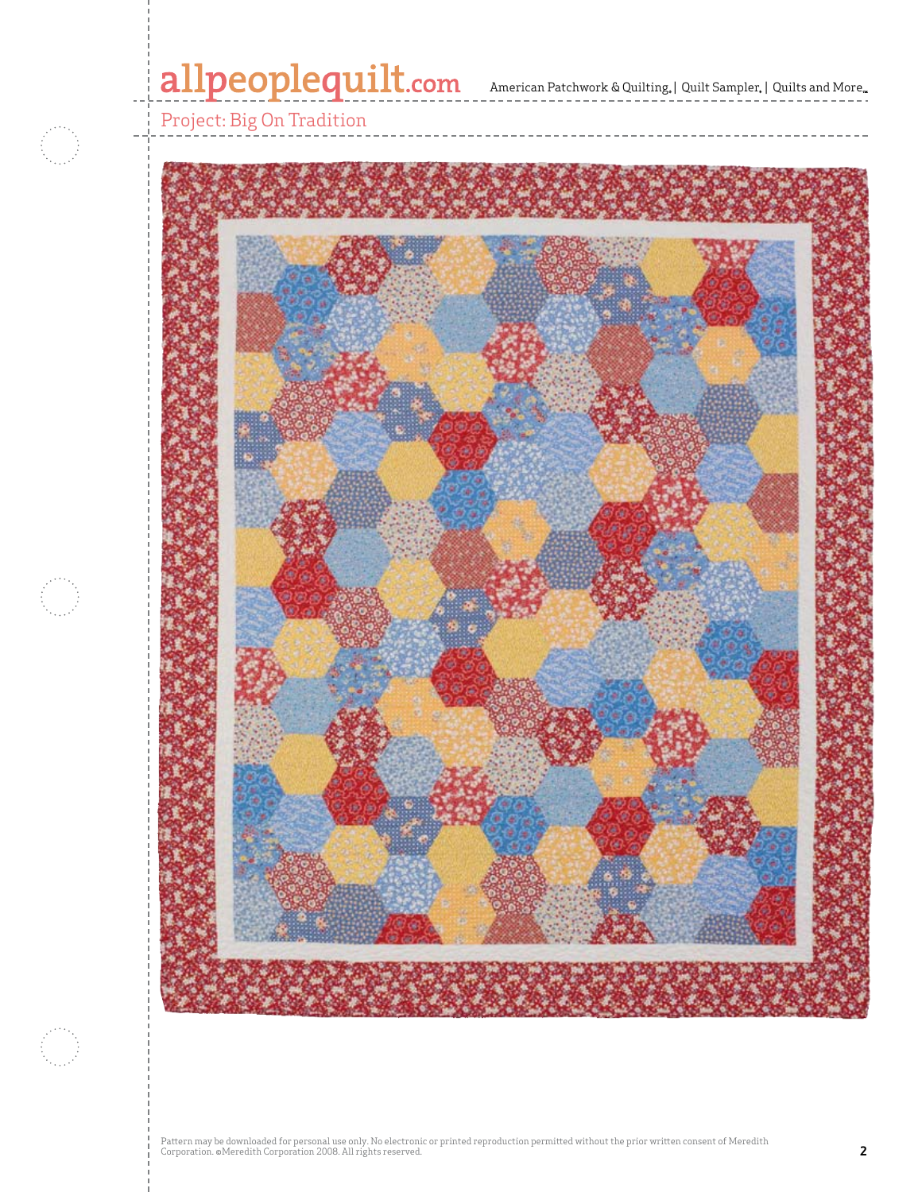Project: Big On Tradition

Pattern may be downloaded for personal use only. No electronic or printed reproduction permitted without the prior written consent of Meredith Corporation. ©Meredith Corporation 2008. All rights reserved.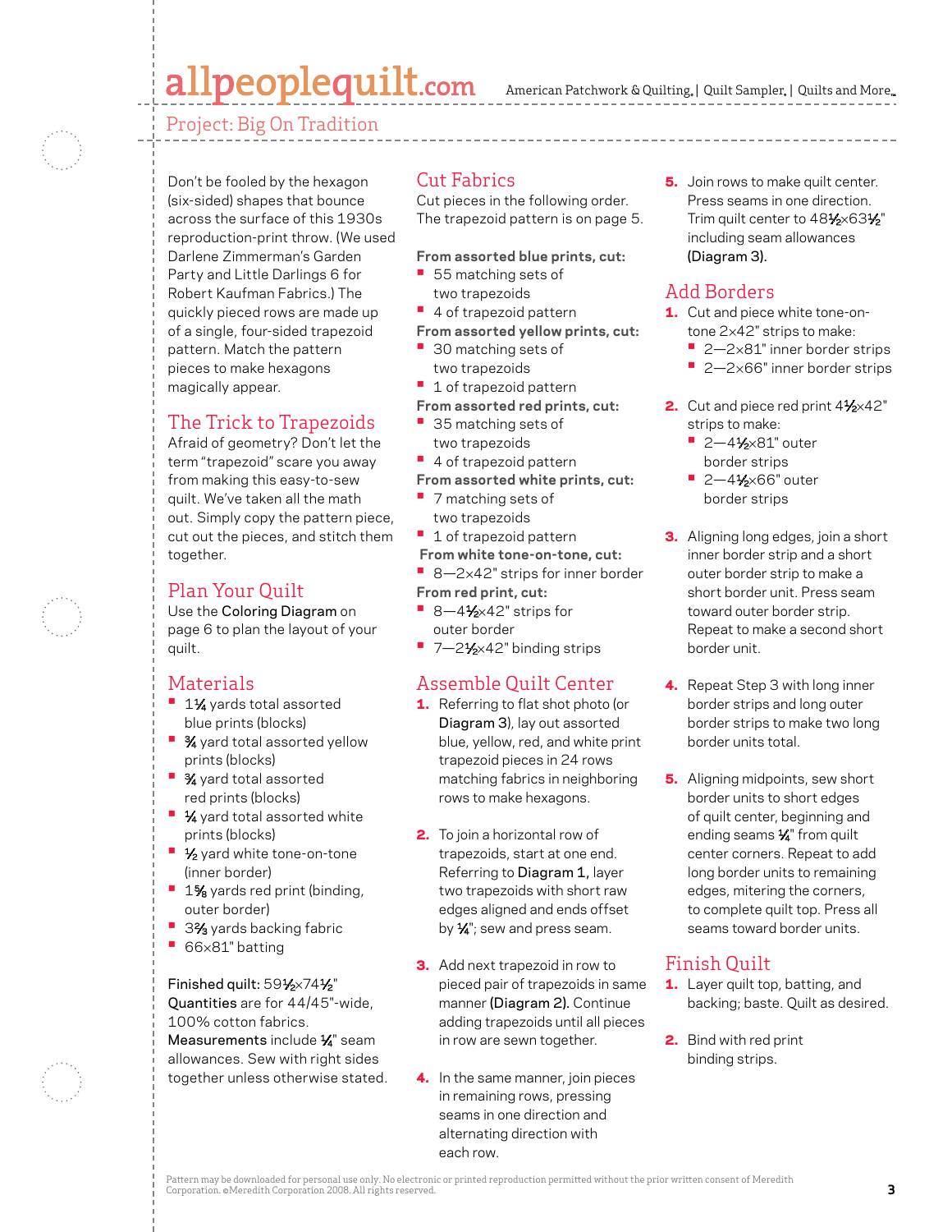## Project: Big On Tradition

Don't be fooled by the hexagon (six-sided) shapes that bounce across the surface of this 1930s reproduction-print throw. (We used Darlene Zimmerman's Garden Party and Little Darlings 6 for Robert Kaufman Fabrics.) The quickly pieced rows are made up of a single, four-sided trapezoid pattern. Match the pattern pieces to make hexagons magically appear.

## The Trick to Trapezoids

Afraid of geometry? Don't let the term "trapezoid" scare you away from making this easy-to-sew quilt. We've taken all the math out. Simply copy the pattern piece, cut out the pieces, and stitch them together.

## Plan Your Quilt

Use the **Coloring Diagram** on page 6 to plan the layout of your quilt.

## Materials

- 1¼ yards total assorted blue prints (blocks)
- ¾ yard total assorted yellow prints (blocks)
- ¾ yard total assorted red prints (blocks)
- ¼ yard total assorted white prints (blocks)
- ½ yard white tone-on-tone (inner border)
- 1⅝ yards red print (binding, outer border)
- 3⅔ yards backing fabric
- 66×81" batting

**Finished quilt:** 59½×74½"

**Quantities** are for 44/45"-wide, 100% cotton fabrics.

**Measurements** include ¼" seam allowances. Sew with right sides together unless otherwise stated.

## Cut Fabrics

Cut pieces in the following order. The trapezoid pattern is on page 5.

**From assorted blue prints, cut:**

- 55 matching sets of two trapezoids
- 4 of trapezoid pattern

**From assorted yellow prints, cut:**

- 30 matching sets of two trapezoids
- 1 of trapezoid pattern

**From assorted red prints, cut:**

- 35 matching sets of two trapezoids
- 4 of trapezoid pattern

**From assorted white prints, cut:**

- 7 matching sets of two trapezoids
- 1 of trapezoid pattern

**From white tone-on-tone, cut:**

- 8—2×42" strips for inner border

**From red print, cut:**

- 8—4½×42" strips for outer border
- 7—2½×42" binding strips

## Assemble Quilt Center

1. Referring to flat shot photo (or **Diagram 3**), lay out assorted blue, yellow, red, and white print trapezoid pieces in 24 rows matching fabrics in neighboring rows to make hexagons.
2. To join a horizontal row of trapezoids, start at one end. Referring to **Diagram 1,** layer two trapezoids with short raw edges aligned and ends offset by ¼"; sew and press seam.
3. Add next trapezoid in row to pieced pair of trapezoids in same manner **(Diagram 2).** Continue adding trapezoids until all pieces in row are sewn together.
4. In the same manner, join pieces in remaining rows, pressing seams in one direction and alternating direction with each row.
5. Join rows to make quilt center. Press seams in one direction. Trim quilt center to 48½×63½" including seam allowances **(Diagram 3).**

## Add Borders

1. Cut and piece white tone-on-tone 2×42" strips to make:
   - 2—2×81" inner border strips
   - 2—2×66" inner border strips
2. Cut and piece red print 4½×42" strips to make:
   - 2—4½×81" outer border strips
   - 2—4½×66" outer border strips
3. Aligning long edges, join a short inner border strip and a short outer border strip to make a short border unit. Press seam toward outer border strip. Repeat to make a second short border unit.
4. Repeat Step 3 with long inner border strips and long outer border strips to make two long border units total.
5. Aligning midpoints, sew short border units to short edges of quilt center, beginning and ending seams ¼" from quilt center corners. Repeat to add long border units to remaining edges, mitering the corners, to complete quilt top. Press all seams toward border units.

## Finish Quilt

1. Layer quilt top, batting, and backing; baste. Quilt as desired.
2. Bind with red print binding strips.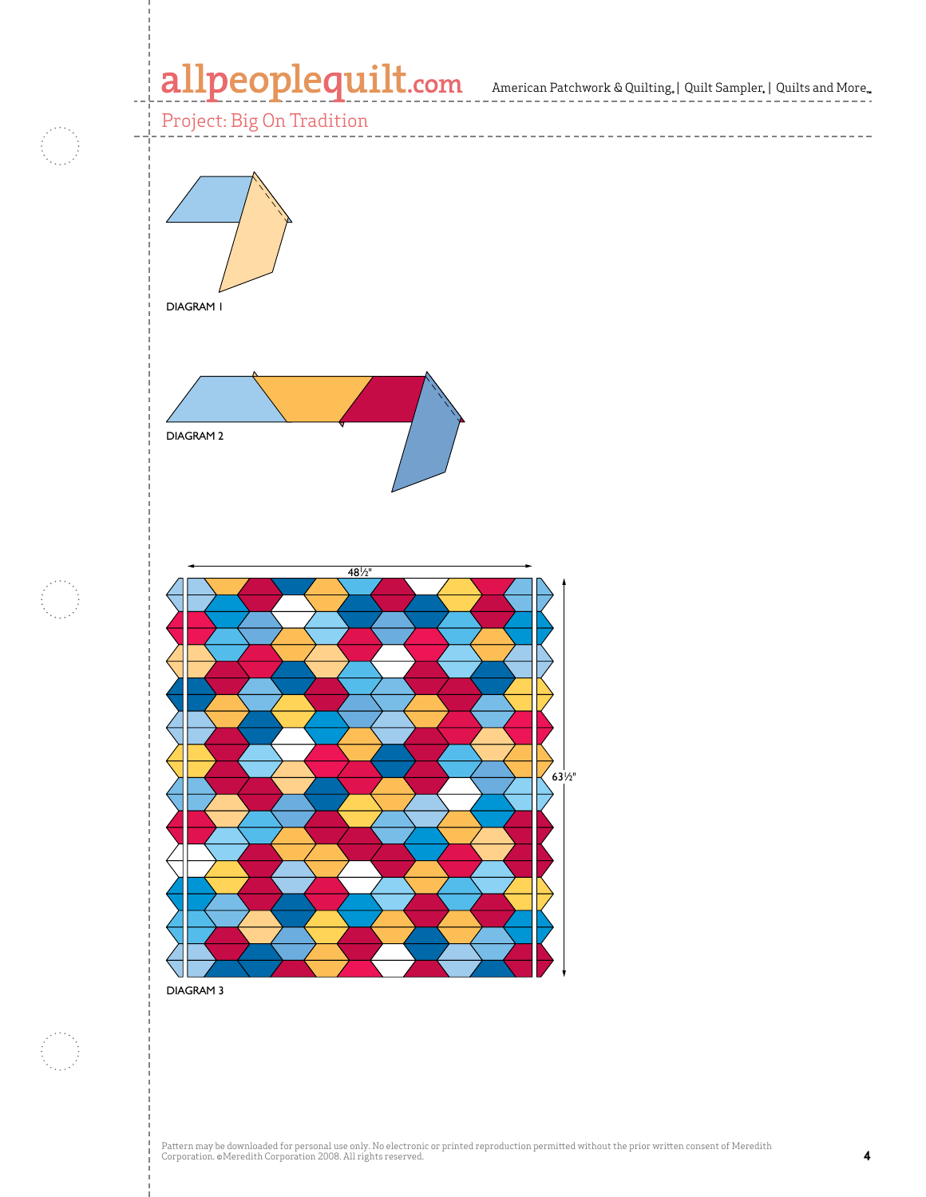Project: Big On Tradition

DIAGRAM 1

DIAGRAM 2

48½"

63½"

DIAGRAM 3

Pattern may be downloaded for personal use only. No electronic or printed reproduction permitted without the prior written consent of Meredith Corporation. ©Meredith Corporation 2008. All rights reserved.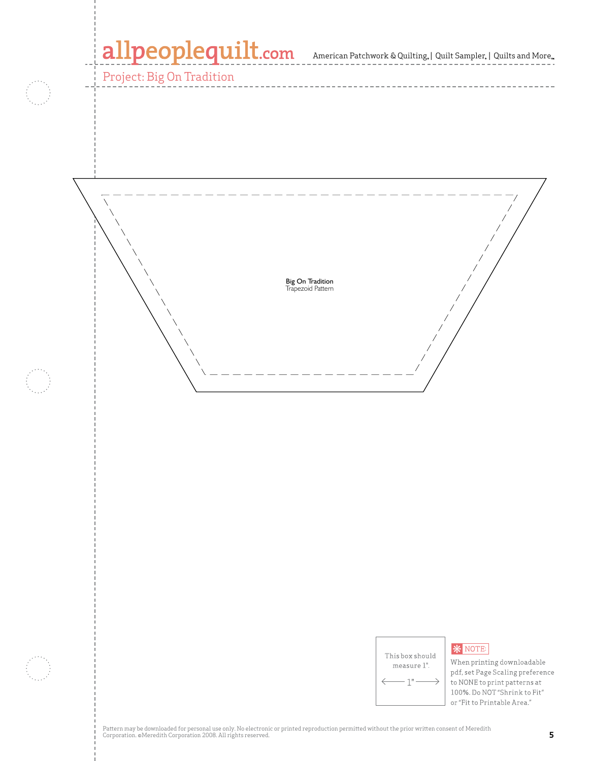Project: Big On Tradition

**Big On Tradition**
Trapezoid Pattern

This box should measure 1".

← 1" →

NOTE: When printing downloadable pdf, set Page Scaling preference to NONE to print patterns at 100%. Do NOT "Shrink to Fit" or "Fit to Printable Area."

Pattern may be downloaded for personal use only. No electronic or printed reproduction permitted without the prior written consent of Meredith Corporation. ©Meredith Corporation 2008. All rights reserved.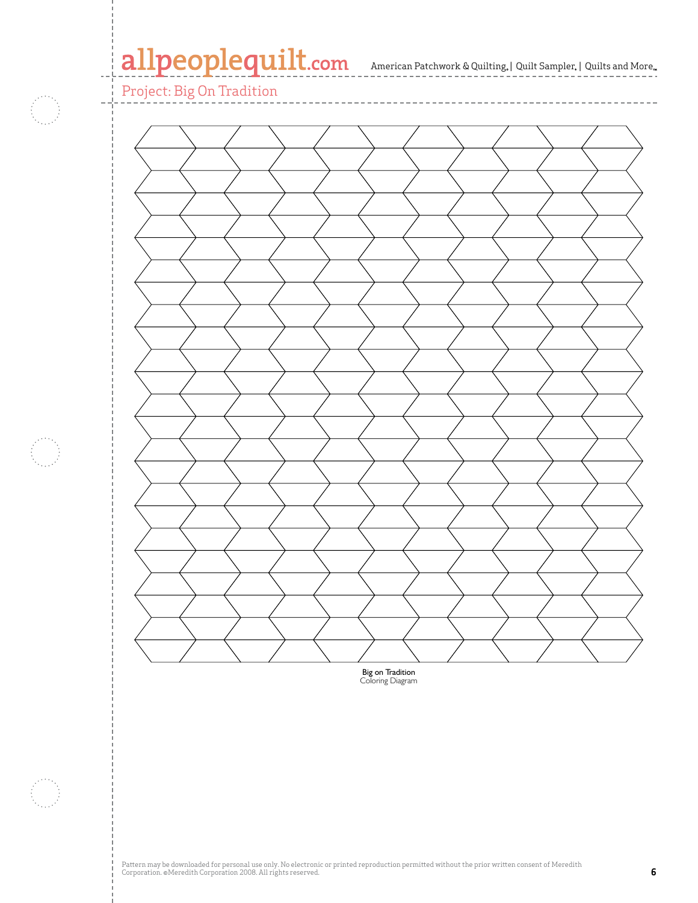Project: Big On Tradition

**Big on Tradition**
Coloring Diagram

Pattern may be downloaded for personal use only. No electronic or printed reproduction permitted without the prior written consent of Meredith Corporation. ©Meredith Corporation 2008. All rights reserved.